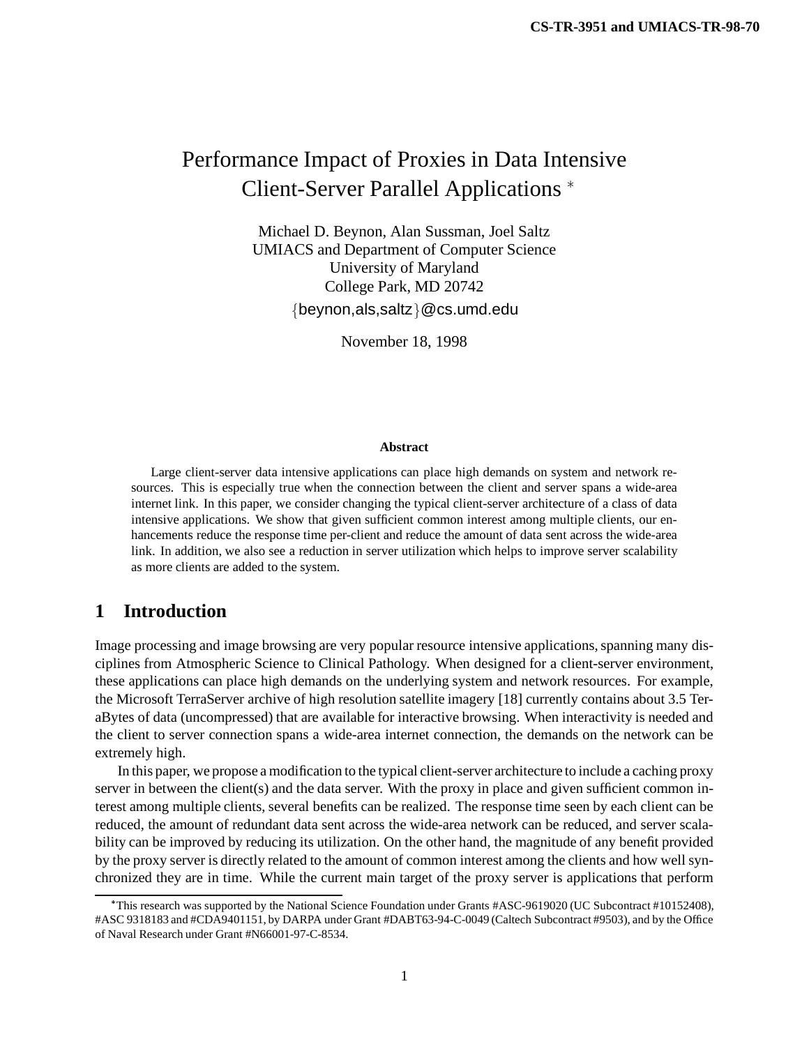CS-TR-3951 and UMIACS-TR-98-70

# Performance Impact of Proxies in Data Intensive Client-Server Parallel Applications *

Michael D. Beynon, Alan Sussman, Joel Saltz
UMIACS and Department of Computer Science
University of Maryland
College Park, MD 20742
{beynon,als,saltz}@cs.umd.edu

November 18, 1998

**Abstract**

Large client-server data intensive applications can place high demands on system and network resources. This is especially true when the connection between the client and server spans a wide-area internet link. In this paper, we consider changing the typical client-server architecture of a class of data intensive applications. We show that given sufficient common interest among multiple clients, our enhancements reduce the response time per-client and reduce the amount of data sent across the wide-area link. In addition, we also see a reduction in server utilization which helps to improve server scalability as more clients are added to the system.

## 1 Introduction

Image processing and image browsing are very popular resource intensive applications, spanning many disciplines from Atmospheric Science to Clinical Pathology. When designed for a client-server environment, these applications can place high demands on the underlying system and network resources. For example, the Microsoft TerraServer archive of high resolution satellite imagery [18] currently contains about 3.5 TeraBytes of data (uncompressed) that are available for interactive browsing. When interactivity is needed and the client to server connection spans a wide-area internet connection, the demands on the network can be extremely high.

In this paper, we propose a modification to the typical client-server architecture to include a caching proxy server in between the client(s) and the data server. With the proxy in place and given sufficient common interest among multiple clients, several benefits can be realized. The response time seen by each client can be reduced, the amount of redundant data sent across the wide-area network can be reduced, and server scalability can be improved by reducing its utilization. On the other hand, the magnitude of any benefit provided by the proxy server is directly related to the amount of common interest among the clients and how well synchronized they are in time. While the current main target of the proxy server is applications that perform

*This research was supported by the National Science Foundation under Grants #ASC-9619020 (UC Subcontract #10152408), #ASC 9318183 and #CDA9401151, by DARPA under Grant #DABT63-94-C-0049 (Caltech Subcontract #9503), and by the Office of Naval Research under Grant #N66001-97-C-8534.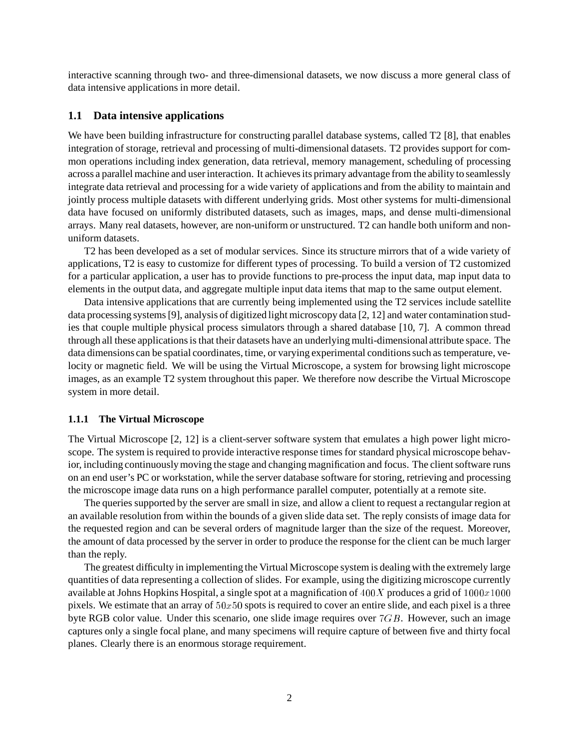interactive scanning through two- and three-dimensional datasets, we now discuss a more general class of data intensive applications in more detail.

## 1.1 Data intensive applications

We have been building infrastructure for constructing parallel database systems, called T2 [8], that enables integration of storage, retrieval and processing of multi-dimensional datasets. T2 provides support for common operations including index generation, data retrieval, memory management, scheduling of processing across a parallel machine and user interaction. It achieves its primary advantage from the ability to seamlessly integrate data retrieval and processing for a wide variety of applications and from the ability to maintain and jointly process multiple datasets with different underlying grids. Most other systems for multi-dimensional data have focused on uniformly distributed datasets, such as images, maps, and dense multi-dimensional arrays. Many real datasets, however, are non-uniform or unstructured. T2 can handle both uniform and non-uniform datasets.

T2 has been developed as a set of modular services. Since its structure mirrors that of a wide variety of applications, T2 is easy to customize for different types of processing. To build a version of T2 customized for a particular application, a user has to provide functions to pre-process the input data, map input data to elements in the output data, and aggregate multiple input data items that map to the same output element.

Data intensive applications that are currently being implemented using the T2 services include satellite data processing systems [9], analysis of digitized light microscopy data [2, 12] and water contamination studies that couple multiple physical process simulators through a shared database [10, 7]. A common thread through all these applications is that their datasets have an underlying multi-dimensional attribute space. The data dimensions can be spatial coordinates, time, or varying experimental conditions such as temperature, velocity or magnetic field. We will be using the Virtual Microscope, a system for browsing light microscope images, as an example T2 system throughout this paper. We therefore now describe the Virtual Microscope system in more detail.

### 1.1.1 The Virtual Microscope

The Virtual Microscope [2, 12] is a client-server software system that emulates a high power light microscope. The system is required to provide interactive response times for standard physical microscope behavior, including continuously moving the stage and changing magnification and focus. The client software runs on an end user's PC or workstation, while the server database software for storing, retrieving and processing the microscope image data runs on a high performance parallel computer, potentially at a remote site.

The queries supported by the server are small in size, and allow a client to request a rectangular region at an available resolution from within the bounds of a given slide data set. The reply consists of image data for the requested region and can be several orders of magnitude larger than the size of the request. Moreover, the amount of data processed by the server in order to produce the response for the client can be much larger than the reply.

The greatest difficulty in implementing the Virtual Microscope system is dealing with the extremely large quantities of data representing a collection of slides. For example, using the digitizing microscope currently available at Johns Hopkins Hospital, a single spot at a magnification of $400X$ produces a grid of $1000x1000$ pixels. We estimate that an array of $50x50$ spots is required to cover an entire slide, and each pixel is a three byte RGB color value. Under this scenario, one slide image requires over $7GB$. However, such an image captures only a single focal plane, and many specimens will require capture of between five and thirty focal planes. Clearly there is an enormous storage requirement.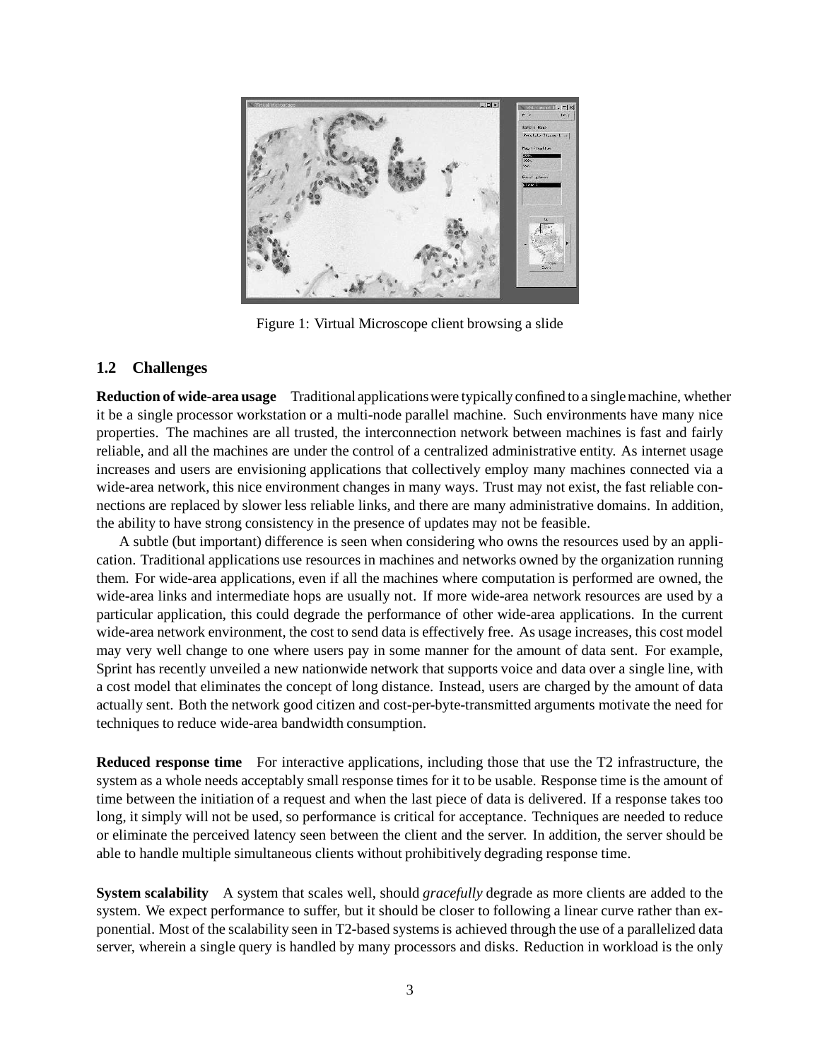Figure 1: Virtual Microscope client browsing a slide

### 1.2 Challenges

**Reduction of wide-area usage** Traditional applications were typically confined to a single machine, whether it be a single processor workstation or a multi-node parallel machine. Such environments have many nice properties. The machines are all trusted, the interconnection network between machines is fast and fairly reliable, and all the machines are under the control of a centralized administrative entity. As internet usage increases and users are envisioning applications that collectively employ many machines connected via a wide-area network, this nice environment changes in many ways. Trust may not exist, the fast reliable connections are replaced by slower less reliable links, and there are many administrative domains. In addition, the ability to have strong consistency in the presence of updates may not be feasible.

A subtle (but important) difference is seen when considering who owns the resources used by an application. Traditional applications use resources in machines and networks owned by the organization running them. For wide-area applications, even if all the machines where computation is performed are owned, the wide-area links and intermediate hops are usually not. If more wide-area network resources are used by a particular application, this could degrade the performance of other wide-area applications. In the current wide-area network environment, the cost to send data is effectively free. As usage increases, this cost model may very well change to one where users pay in some manner for the amount of data sent. For example, Sprint has recently unveiled a new nationwide network that supports voice and data over a single line, with a cost model that eliminates the concept of long distance. Instead, users are charged by the amount of data actually sent. Both the network good citizen and cost-per-byte-transmitted arguments motivate the need for techniques to reduce wide-area bandwidth consumption.

**Reduced response time** For interactive applications, including those that use the T2 infrastructure, the system as a whole needs acceptably small response times for it to be usable. Response time is the amount of time between the initiation of a request and when the last piece of data is delivered. If a response takes too long, it simply will not be used, so performance is critical for acceptance. Techniques are needed to reduce or eliminate the perceived latency seen between the client and the server. In addition, the server should be able to handle multiple simultaneous clients without prohibitively degrading response time.

**System scalability** A system that scales well, should *gracefully* degrade as more clients are added to the system. We expect performance to suffer, but it should be closer to following a linear curve rather than exponential. Most of the scalability seen in T2-based systems is achieved through the use of a parallelized data server, wherein a single query is handled by many processors and disks. Reduction in workload is the only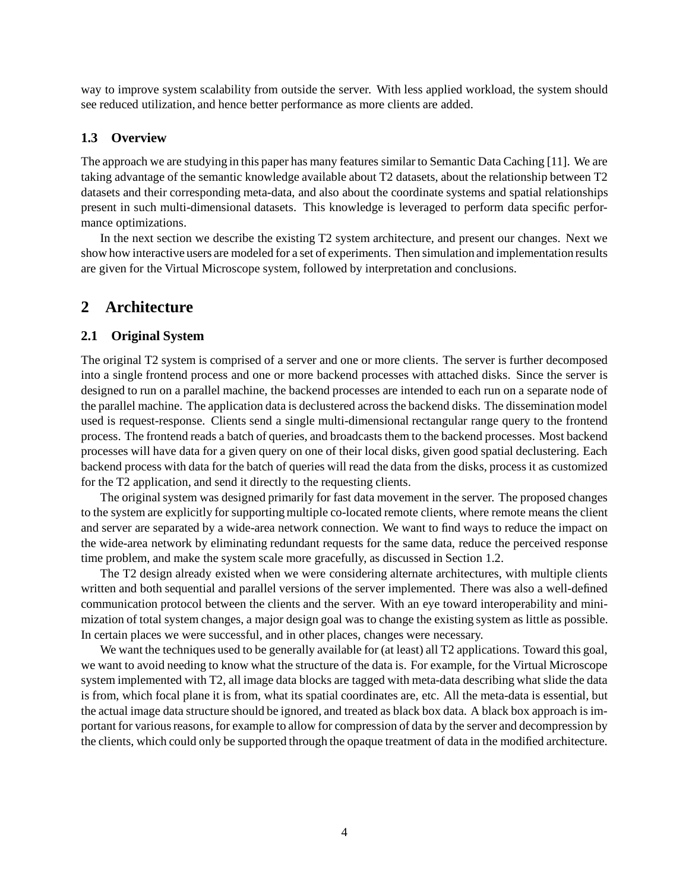way to improve system scalability from outside the server. With less applied workload, the system should see reduced utilization, and hence better performance as more clients are added.

### 1.3 Overview

The approach we are studying in this paper has many features similar to Semantic Data Caching [11]. We are taking advantage of the semantic knowledge available about T2 datasets, about the relationship between T2 datasets and their corresponding meta-data, and also about the coordinate systems and spatial relationships present in such multi-dimensional datasets. This knowledge is leveraged to perform data specific performance optimizations.

In the next section we describe the existing T2 system architecture, and present our changes. Next we show how interactive users are modeled for a set of experiments. Then simulation and implementation results are given for the Virtual Microscope system, followed by interpretation and conclusions.

## 2 Architecture

### 2.1 Original System

The original T2 system is comprised of a server and one or more clients. The server is further decomposed into a single frontend process and one or more backend processes with attached disks. Since the server is designed to run on a parallel machine, the backend processes are intended to each run on a separate node of the parallel machine. The application data is declustered across the backend disks. The dissemination model used is request-response. Clients send a single multi-dimensional rectangular range query to the frontend process. The frontend reads a batch of queries, and broadcasts them to the backend processes. Most backend processes will have data for a given query on one of their local disks, given good spatial declustering. Each backend process with data for the batch of queries will read the data from the disks, process it as customized for the T2 application, and send it directly to the requesting clients.

The original system was designed primarily for fast data movement in the server. The proposed changes to the system are explicitly for supporting multiple co-located remote clients, where remote means the client and server are separated by a wide-area network connection. We want to find ways to reduce the impact on the wide-area network by eliminating redundant requests for the same data, reduce the perceived response time problem, and make the system scale more gracefully, as discussed in Section 1.2.

The T2 design already existed when we were considering alternate architectures, with multiple clients written and both sequential and parallel versions of the server implemented. There was also a well-defined communication protocol between the clients and the server. With an eye toward interoperability and minimization of total system changes, a major design goal was to change the existing system as little as possible. In certain places we were successful, and in other places, changes were necessary.

We want the techniques used to be generally available for (at least) all T2 applications. Toward this goal, we want to avoid needing to know what the structure of the data is. For example, for the Virtual Microscope system implemented with T2, all image data blocks are tagged with meta-data describing what slide the data is from, which focal plane it is from, what its spatial coordinates are, etc. All the meta-data is essential, but the actual image data structure should be ignored, and treated as black box data. A black box approach is important for various reasons, for example to allow for compression of data by the server and decompression by the clients, which could only be supported through the opaque treatment of data in the modified architecture.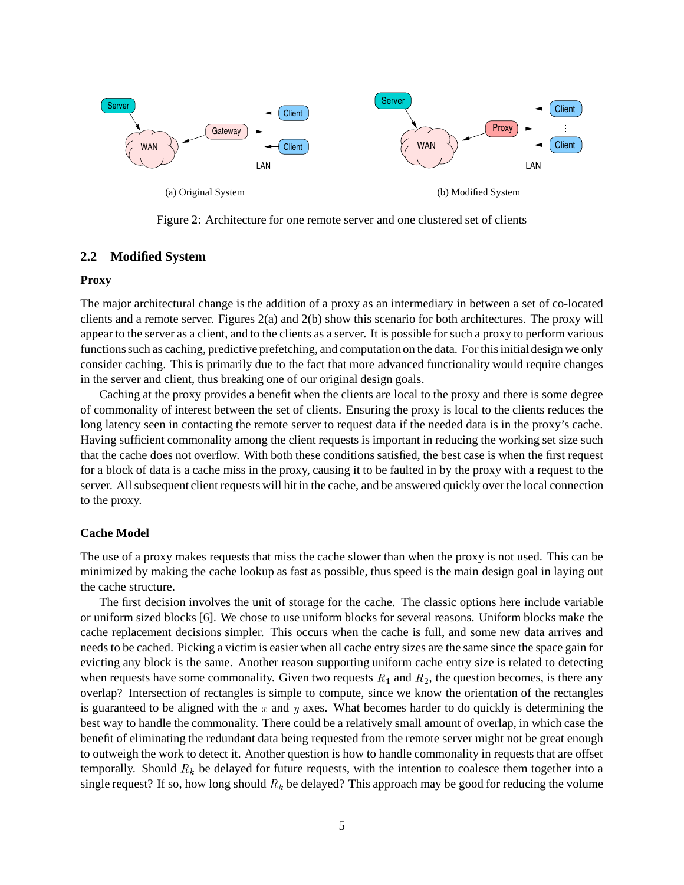(a) Original System

(b) Modified System

Figure 2: Architecture for one remote server and one clustered set of clients

### 2.2 Modified System

**Proxy**

The major architectural change is the addition of a proxy as an intermediary in between a set of co-located clients and a remote server. Figures 2(a) and 2(b) show this scenario for both architectures. The proxy will appear to the server as a client, and to the clients as a server. It is possible for such a proxy to perform various functions such as caching, predictive prefetching, and computation on the data. For this initial design we only consider caching. This is primarily due to the fact that more advanced functionality would require changes in the server and client, thus breaking one of our original design goals.

Caching at the proxy provides a benefit when the clients are local to the proxy and there is some degree of commonality of interest between the set of clients. Ensuring the proxy is local to the clients reduces the long latency seen in contacting the remote server to request data if the needed data is in the proxy's cache. Having sufficient commonality among the client requests is important in reducing the working set size such that the cache does not overflow. With both these conditions satisfied, the best case is when the first request for a block of data is a cache miss in the proxy, causing it to be faulted in by the proxy with a request to the server. All subsequent client requests will hit in the cache, and be answered quickly over the local connection to the proxy.

**Cache Model**

The use of a proxy makes requests that miss the cache slower than when the proxy is not used. This can be minimized by making the cache lookup as fast as possible, thus speed is the main design goal in laying out the cache structure.

The first decision involves the unit of storage for the cache. The classic options here include variable or uniform sized blocks [6]. We chose to use uniform blocks for several reasons. Uniform blocks make the cache replacement decisions simpler. This occurs when the cache is full, and some new data arrives and needs to be cached. Picking a victim is easier when all cache entry sizes are the same since the space gain for evicting any block is the same. Another reason supporting uniform cache entry size is related to detecting when requests have some commonality. Given two requests $R_1$ and $R_2$, the question becomes, is there any overlap? Intersection of rectangles is simple to compute, since we know the orientation of the rectangles is guaranteed to be aligned with the $x$ and $y$ axes. What becomes harder to do quickly is determining the best way to handle the commonality. There could be a relatively small amount of overlap, in which case the benefit of eliminating the redundant data being requested from the remote server might not be great enough to outweigh the work to detect it. Another question is how to handle commonality in requests that are offset temporally. Should $R_k$ be delayed for future requests, with the intention to coalesce them together into a single request? If so, how long should $R_k$ be delayed? This approach may be good for reducing the volume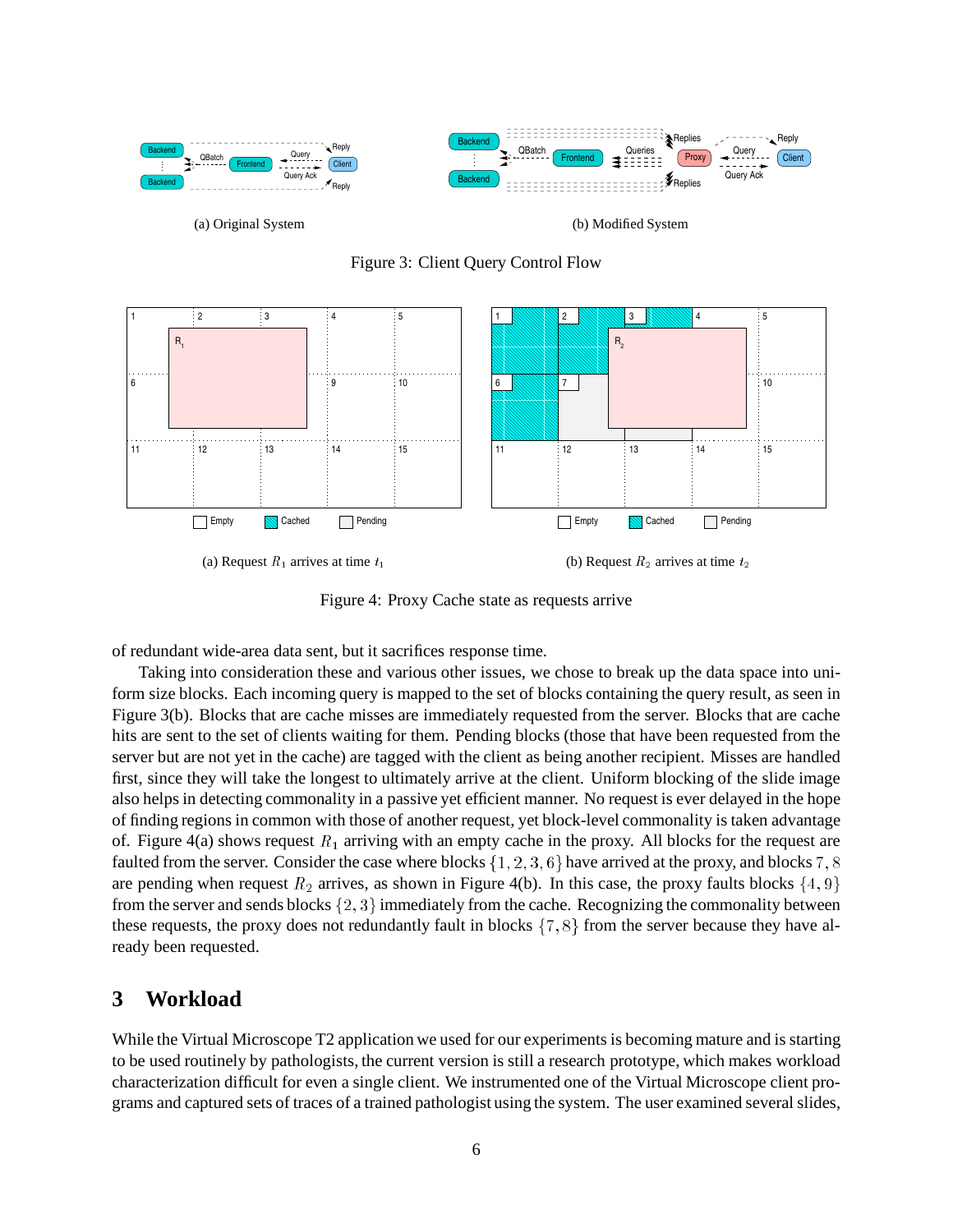(a) Original System

(b) Modified System

Figure 3: Client Query Control Flow

(a) Request $R_1$ arrives at time $t_1$

(b) Request $R_2$ arrives at time $t_2$

Figure 4: Proxy Cache state as requests arrive

of redundant wide-area data sent, but it sacrifices response time.

Taking into consideration these and various other issues, we chose to break up the data space into uniform size blocks. Each incoming query is mapped to the set of blocks containing the query result, as seen in Figure 3(b). Blocks that are cache misses are immediately requested from the server. Blocks that are cache hits are sent to the set of clients waiting for them. Pending blocks (those that have been requested from the server but are not yet in the cache) are tagged with the client as being another recipient. Misses are handled first, since they will take the longest to ultimately arrive at the client. Uniform blocking of the slide image also helps in detecting commonality in a passive yet efficient manner. No request is ever delayed in the hope of finding regions in common with those of another request, yet block-level commonality is taken advantage of. Figure 4(a) shows request $R_1$ arriving with an empty cache in the proxy. All blocks for the request are faulted from the server. Consider the case where blocks $\{1, 2, 3, 6\}$ have arrived at the proxy, and blocks $7, 8$ are pending when request $R_2$ arrives, as shown in Figure 4(b). In this case, the proxy faults blocks $\{4, 9\}$ from the server and sends blocks $\{2, 3\}$ immediately from the cache. Recognizing the commonality between these requests, the proxy does not redundantly fault in blocks $\{7, 8\}$ from the server because they have already been requested.

## 3 Workload

While the Virtual Microscope T2 application we used for our experiments is becoming mature and is starting to be used routinely by pathologists, the current version is still a research prototype, which makes workload characterization difficult for even a single client. We instrumented one of the Virtual Microscope client programs and captured sets of traces of a trained pathologist using the system. The user examined several slides,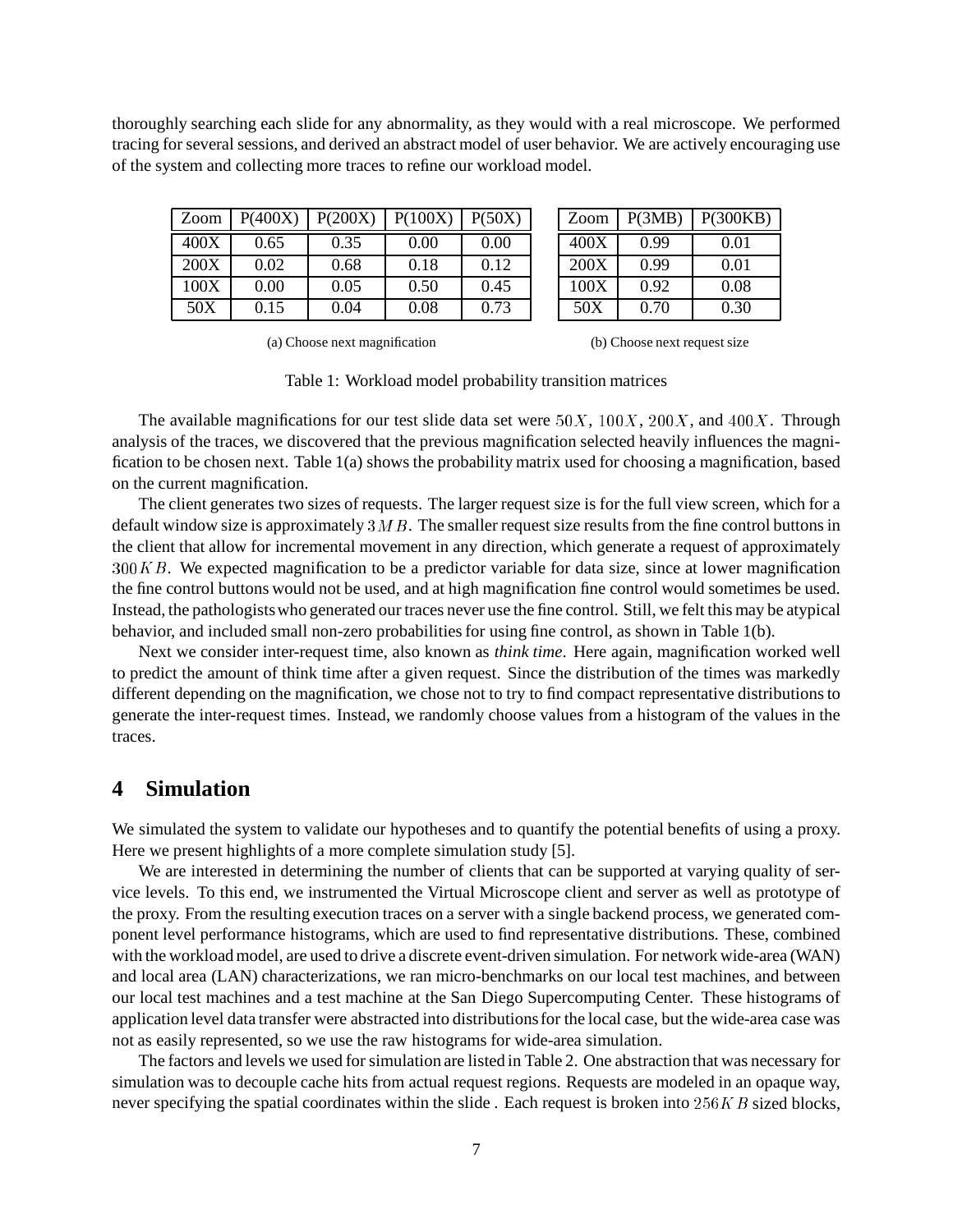thoroughly searching each slide for any abnormality, as they would with a real microscope. We performed tracing for several sessions, and derived an abstract model of user behavior. We are actively encouraging use of the system and collecting more traces to refine our workload model.

| Zoom | P(400X) | P(200X) | P(100X) | P(50X) |
|---|---|---|---|---|
| 400X | 0.65 | 0.35 | 0.00 | 0.00 |
| 200X | 0.02 | 0.68 | 0.18 | 0.12 |
| 100X | 0.00 | 0.05 | 0.50 | 0.45 |
| 50X | 0.15 | 0.04 | 0.08 | 0.73 |

(a) Choose next magnification

| Zoom | P(3MB) | P(300KB) |
|---|---|---|
| 400X | 0.99 | 0.01 |
| 200X | 0.99 | 0.01 |
| 100X | 0.92 | 0.08 |
| 50X | 0.70 | 0.30 |

(b) Choose next request size

Table 1: Workload model probability transition matrices

The available magnifications for our test slide data set were $50X$, $100X$, $200X$, and $400X$. Through analysis of the traces, we discovered that the previous magnification selected heavily influences the magnification to be chosen next. Table 1(a) shows the probability matrix used for choosing a magnification, based on the current magnification.

The client generates two sizes of requests. The larger request size is for the full view screen, which for a default window size is approximately $3MB$. The smaller request size results from the fine control buttons in the client that allow for incremental movement in any direction, which generate a request of approximately $300KB$. We expected magnification to be a predictor variable for data size, since at lower magnification the fine control buttons would not be used, and at high magnification fine control would sometimes be used. Instead, the pathologists who generated our traces never use the fine control. Still, we felt this may be atypical behavior, and included small non-zero probabilities for using fine control, as shown in Table 1(b).

Next we consider inter-request time, also known as *think time*. Here again, magnification worked well to predict the amount of think time after a given request. Since the distribution of the times was markedly different depending on the magnification, we chose not to try to find compact representative distributions to generate the inter-request times. Instead, we randomly choose values from a histogram of the values in the traces.

## 4 Simulation

We simulated the system to validate our hypotheses and to quantify the potential benefits of using a proxy. Here we present highlights of a more complete simulation study [5].

We are interested in determining the number of clients that can be supported at varying quality of service levels. To this end, we instrumented the Virtual Microscope client and server as well as prototype of the proxy. From the resulting execution traces on a server with a single backend process, we generated component level performance histograms, which are used to find representative distributions. These, combined with the workload model, are used to drive a discrete event-driven simulation. For network wide-area (WAN) and local area (LAN) characterizations, we ran micro-benchmarks on our local test machines, and between our local test machines and a test machine at the San Diego Supercomputing Center. These histograms of application level data transfer were abstracted into distributions for the local case, but the wide-area case was not as easily represented, so we use the raw histograms for wide-area simulation.

The factors and levels we used for simulation are listed in Table 2. One abstraction that was necessary for simulation was to decouple cache hits from actual request regions. Requests are modeled in an opaque way, never specifying the spatial coordinates within the slide . Each request is broken into $256KB$ sized blocks,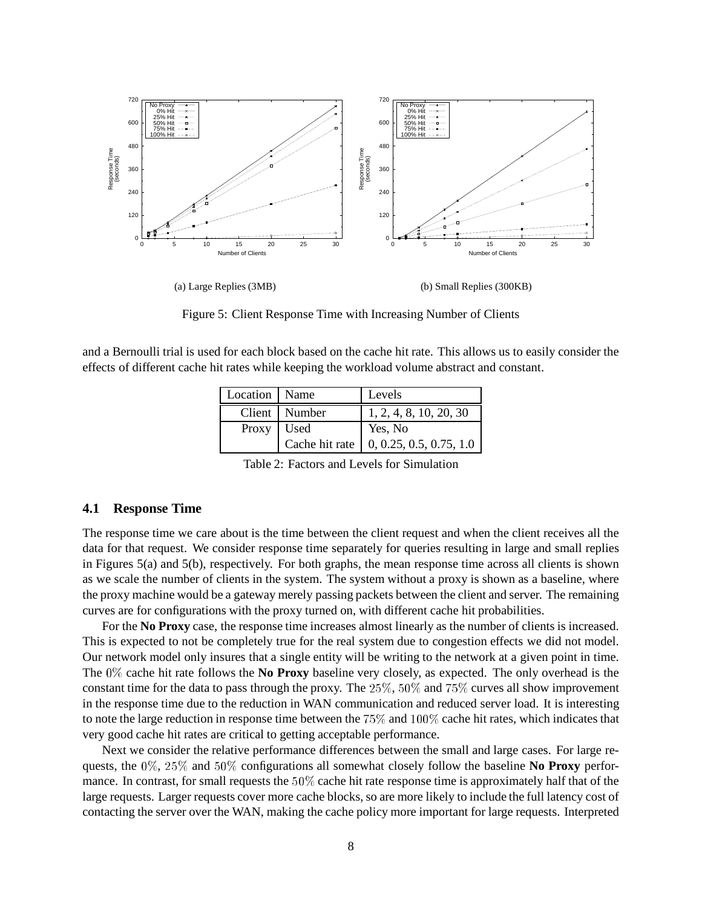(a) Large Replies (3MB)

(b) Small Replies (300KB)

Figure 5: Client Response Time with Increasing Number of Clients

and a Bernoulli trial is used for each block based on the cache hit rate. This allows us to easily consider the effects of different cache hit rates while keeping the workload volume abstract and constant.

| Location | Name | Levels |
|---|---|---|
| Client | Number | 1, 2, 4, 8, 10, 20, 30 |
| Proxy | Used | Yes, No |
| | Cache hit rate | 0, 0.25, 0.5, 0.75, 1.0 |

Table 2: Factors and Levels for Simulation

### 4.1 Response Time

The response time we care about is the time between the client request and when the client receives all the data for that request. We consider response time separately for queries resulting in large and small replies in Figures 5(a) and 5(b), respectively. For both graphs, the mean response time across all clients is shown as we scale the number of clients in the system. The system without a proxy is shown as a baseline, where the proxy machine would be a gateway merely passing packets between the client and server. The remaining curves are for configurations with the proxy turned on, with different cache hit probabilities.

For the **No Proxy** case, the response time increases almost linearly as the number of clients is increased. This is expected to not be completely true for the real system due to congestion effects we did not model. Our network model only insures that a single entity will be writing to the network at a given point in time. The $0\%$ cache hit rate follows the **No Proxy** baseline very closely, as expected. The only overhead is the constant time for the data to pass through the proxy. The $25\%$, $50\%$ and $75\%$ curves all show improvement in the response time due to the reduction in WAN communication and reduced server load. It is interesting to note the large reduction in response time between the $75\%$ and $100\%$ cache hit rates, which indicates that very good cache hit rates are critical to getting acceptable performance.

Next we consider the relative performance differences between the small and large cases. For large requests, the $0\%$, $25\%$ and $50\%$ configurations all somewhat closely follow the baseline **No Proxy** performance. In contrast, for small requests the $50\%$ cache hit rate response time is approximately half that of the large requests. Larger requests cover more cache blocks, so are more likely to include the full latency cost of contacting the server over the WAN, making the cache policy more important for large requests. Interpreted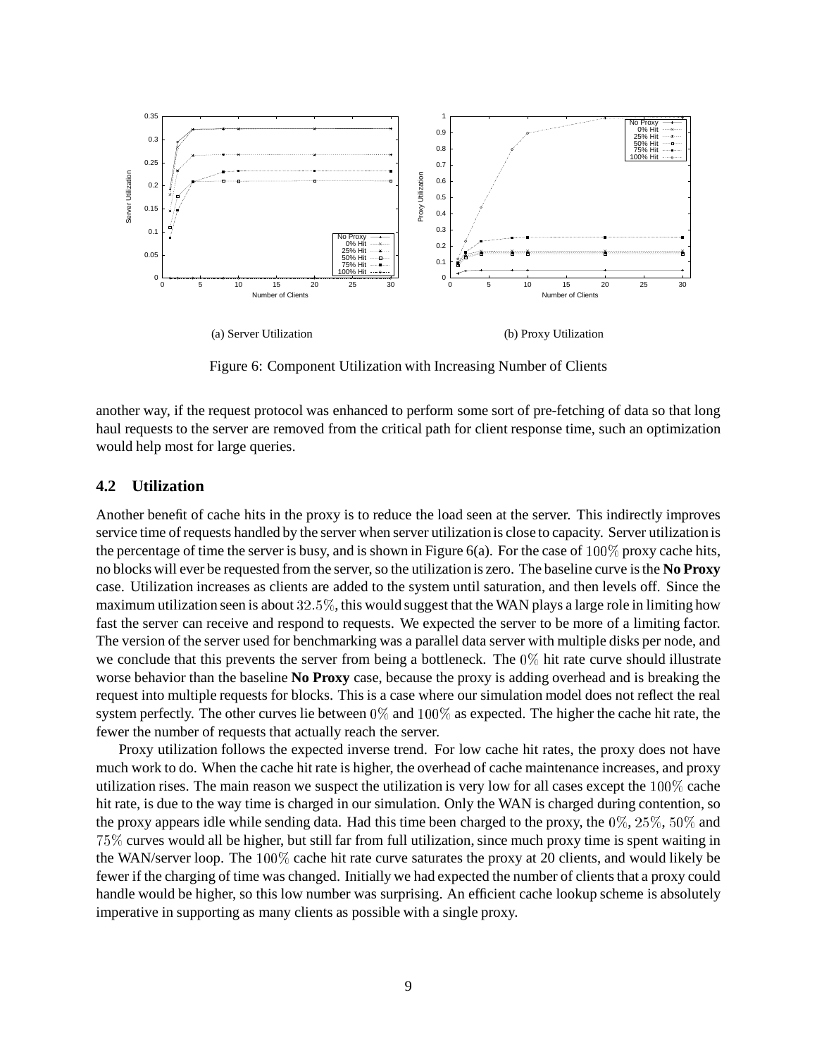(a) Server Utilization

(b) Proxy Utilization

Figure 6: Component Utilization with Increasing Number of Clients

another way, if the request protocol was enhanced to perform some sort of pre-fetching of data so that long haul requests to the server are removed from the critical path for client response time, such an optimization would help most for large queries.

## 4.2 Utilization

Another benefit of cache hits in the proxy is to reduce the load seen at the server. This indirectly improves service time of requests handled by the server when server utilization is close to capacity. Server utilization is the percentage of time the server is busy, and is shown in Figure 6(a). For the case of $100\%$ proxy cache hits, no blocks will ever be requested from the server, so the utilization is zero. The baseline curve is the **No Proxy** case. Utilization increases as clients are added to the system until saturation, and then levels off. Since the maximum utilization seen is about $32.5\%$, this would suggest that the WAN plays a large role in limiting how fast the server can receive and respond to requests. We expected the server to be more of a limiting factor. The version of the server used for benchmarking was a parallel data server with multiple disks per node, and we conclude that this prevents the server from being a bottleneck. The $0\%$ hit rate curve should illustrate worse behavior than the baseline **No Proxy** case, because the proxy is adding overhead and is breaking the request into multiple requests for blocks. This is a case where our simulation model does not reflect the real system perfectly. The other curves lie between $0\%$ and $100\%$ as expected. The higher the cache hit rate, the fewer the number of requests that actually reach the server.

Proxy utilization follows the expected inverse trend. For low cache hit rates, the proxy does not have much work to do. When the cache hit rate is higher, the overhead of cache maintenance increases, and proxy utilization rises. The main reason we suspect the utilization is very low for all cases except the $100\%$ cache hit rate, is due to the way time is charged in our simulation. Only the WAN is charged during contention, so the proxy appears idle while sending data. Had this time been charged to the proxy, the $0\%$, $25\%$, $50\%$ and $75\%$ curves would all be higher, but still far from full utilization, since much proxy time is spent waiting in the WAN/server loop. The $100\%$ cache hit rate curve saturates the proxy at 20 clients, and would likely be fewer if the charging of time was changed. Initially we had expected the number of clients that a proxy could handle would be higher, so this low number was surprising. An efficient cache lookup scheme is absolutely imperative in supporting as many clients as possible with a single proxy.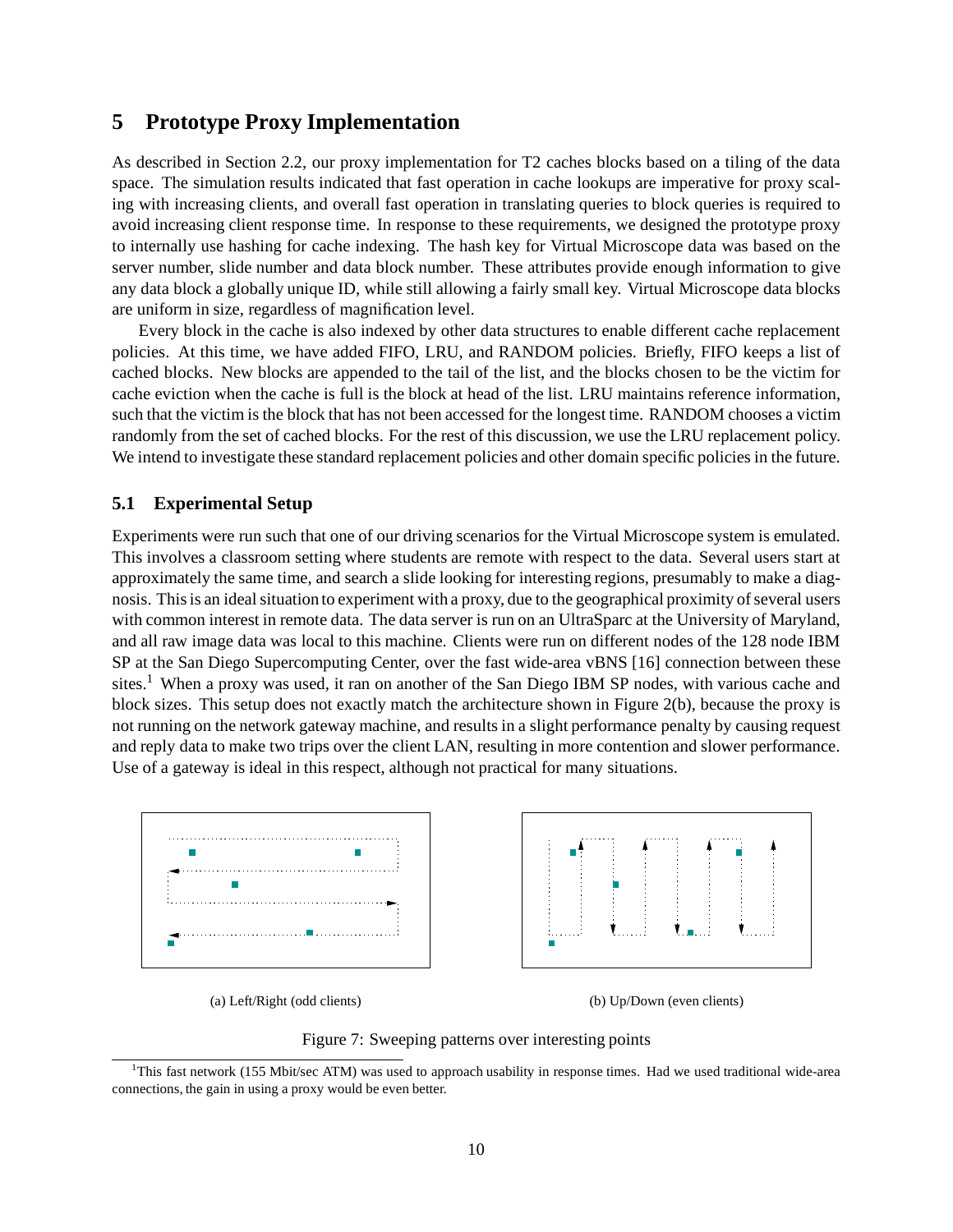## 5 Prototype Proxy Implementation

As described in Section 2.2, our proxy implementation for T2 caches blocks based on a tiling of the data space. The simulation results indicated that fast operation in cache lookups are imperative for proxy scaling with increasing clients, and overall fast operation in translating queries to block queries is required to avoid increasing client response time. In response to these requirements, we designed the prototype proxy to internally use hashing for cache indexing. The hash key for Virtual Microscope data was based on the server number, slide number and data block number. These attributes provide enough information to give any data block a globally unique ID, while still allowing a fairly small key. Virtual Microscope data blocks are uniform in size, regardless of magnification level.

Every block in the cache is also indexed by other data structures to enable different cache replacement policies. At this time, we have added FIFO, LRU, and RANDOM policies. Briefly, FIFO keeps a list of cached blocks. New blocks are appended to the tail of the list, and the blocks chosen to be the victim for cache eviction when the cache is full is the block at head of the list. LRU maintains reference information, such that the victim is the block that has not been accessed for the longest time. RANDOM chooses a victim randomly from the set of cached blocks. For the rest of this discussion, we use the LRU replacement policy. We intend to investigate these standard replacement policies and other domain specific policies in the future.

### 5.1 Experimental Setup

Experiments were run such that one of our driving scenarios for the Virtual Microscope system is emulated. This involves a classroom setting where students are remote with respect to the data. Several users start at approximately the same time, and search a slide looking for interesting regions, presumably to make a diagnosis. This is an ideal situation to experiment with a proxy, due to the geographical proximity of several users with common interest in remote data. The data server is run on an UltraSparc at the University of Maryland, and all raw image data was local to this machine. Clients were run on different nodes of the 128 node IBM SP at the San Diego Supercomputing Center, over the fast wide-area vBNS [16] connection between these sites.[1] When a proxy was used, it ran on another of the San Diego IBM SP nodes, with various cache and block sizes. This setup does not exactly match the architecture shown in Figure 2(b), because the proxy is not running on the network gateway machine, and results in a slight performance penalty by causing request and reply data to make two trips over the client LAN, resulting in more contention and slower performance. Use of a gateway is ideal in this respect, although not practical for many situations.

(a) Left/Right (odd clients)

(b) Up/Down (even clients)

Figure 7: Sweeping patterns over interesting points

[1] This fast network (155 Mbit/sec ATM) was used to approach usability in response times. Had we used traditional wide-area connections, the gain in using a proxy would be even better.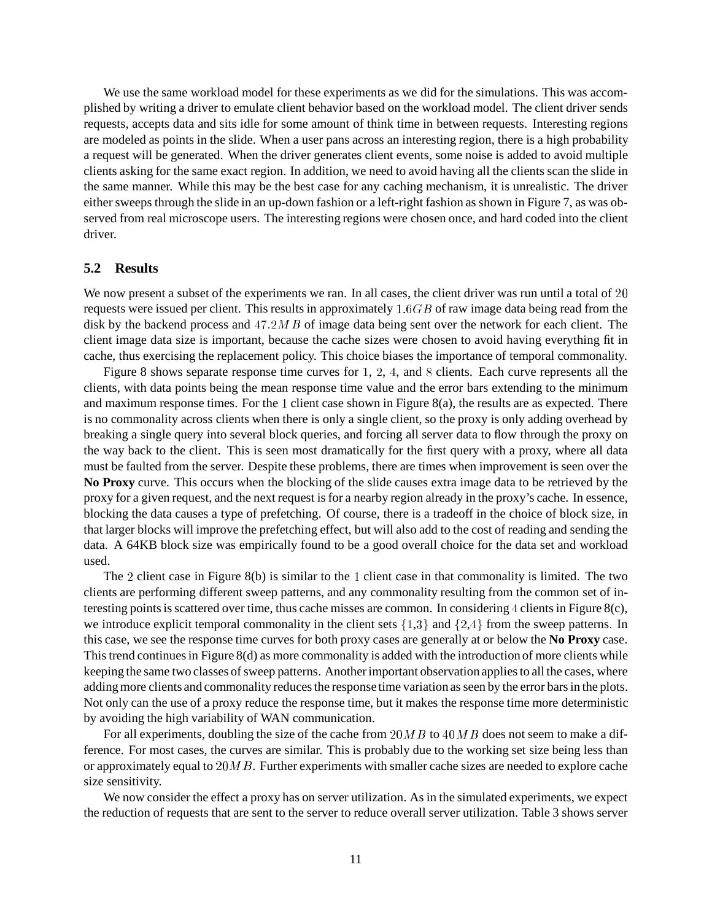We use the same workload model for these experiments as we did for the simulations. This was accomplished by writing a driver to emulate client behavior based on the workload model. The client driver sends requests, accepts data and sits idle for some amount of think time in between requests. Interesting regions are modeled as points in the slide. When a user pans across an interesting region, there is a high probability a request will be generated. When the driver generates client events, some noise is added to avoid multiple clients asking for the same exact region. In addition, we need to avoid having all the clients scan the slide in the same manner. While this may be the best case for any caching mechanism, it is unrealistic. The driver either sweeps through the slide in an up-down fashion or a left-right fashion as shown in Figure 7, as was observed from real microscope users. The interesting regions were chosen once, and hard coded into the client driver.

### 5.2 Results

We now present a subset of the experiments we ran. In all cases, the client driver was run until a total of $20$ requests were issued per client. This results in approximately $1.6GB$ of raw image data being read from the disk by the backend process and $47.2MB$ of image data being sent over the network for each client. The client image data size is important, because the cache sizes were chosen to avoid having everything fit in cache, thus exercising the replacement policy. This choice biases the importance of temporal commonality.

Figure 8 shows separate response time curves for $1$, $2$, $4$, and $8$ clients. Each curve represents all the clients, with data points being the mean response time value and the error bars extending to the minimum and maximum response times. For the $1$ client case shown in Figure 8(a), the results are as expected. There is no commonality across clients when there is only a single client, so the proxy is only adding overhead by breaking a single query into several block queries, and forcing all server data to flow through the proxy on the way back to the client. This is seen most dramatically for the first query with a proxy, where all data must be faulted from the server. Despite these problems, there are times when improvement is seen over the **No Proxy** curve. This occurs when the blocking of the slide causes extra image data to be retrieved by the proxy for a given request, and the next request is for a nearby region already in the proxy's cache. In essence, blocking the data causes a type of prefetching. Of course, there is a tradeoff in the choice of block size, in that larger blocks will improve the prefetching effect, but will also add to the cost of reading and sending the data. A 64KB block size was empirically found to be a good overall choice for the data set and workload used.

The $2$ client case in Figure 8(b) is similar to the $1$ client case in that commonality is limited. The two clients are performing different sweep patterns, and any commonality resulting from the common set of interesting points is scattered over time, thus cache misses are common. In considering $4$ clients in Figure 8(c), we introduce explicit temporal commonality in the client sets $\{1,3\}$ and $\{2,4\}$ from the sweep patterns. In this case, we see the response time curves for both proxy cases are generally at or below the **No Proxy** case. This trend continues in Figure 8(d) as more commonality is added with the introduction of more clients while keeping the same two classes of sweep patterns. Another important observation applies to all the cases, where adding more clients and commonality reduces the response time variation as seen by the error bars in the plots. Not only can the use of a proxy reduce the response time, but it makes the response time more deterministic by avoiding the high variability of WAN communication.

For all experiments, doubling the size of the cache from $20MB$ to $40MB$ does not seem to make a difference. For most cases, the curves are similar. This is probably due to the working set size being less than or approximately equal to $20MB$. Further experiments with smaller cache sizes are needed to explore cache size sensitivity.

We now consider the effect a proxy has on server utilization. As in the simulated experiments, we expect the reduction of requests that are sent to the server to reduce overall server utilization. Table 3 shows server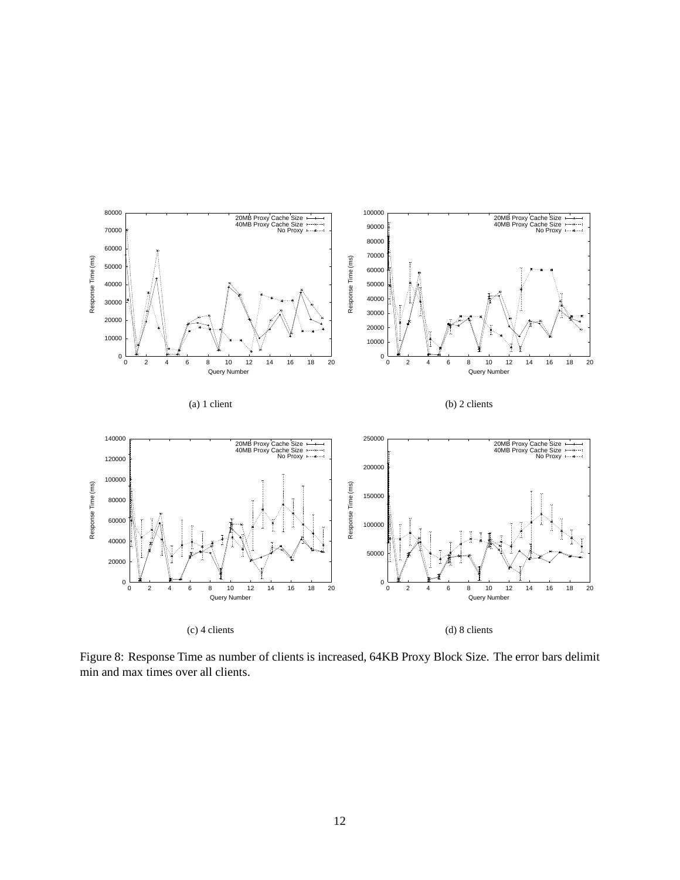(a) 1 client

(b) 2 clients

(c) 4 clients

(d) 8 clients

Figure 8: Response Time as number of clients is increased, 64KB Proxy Block Size. The error bars delimit min and max times over all clients.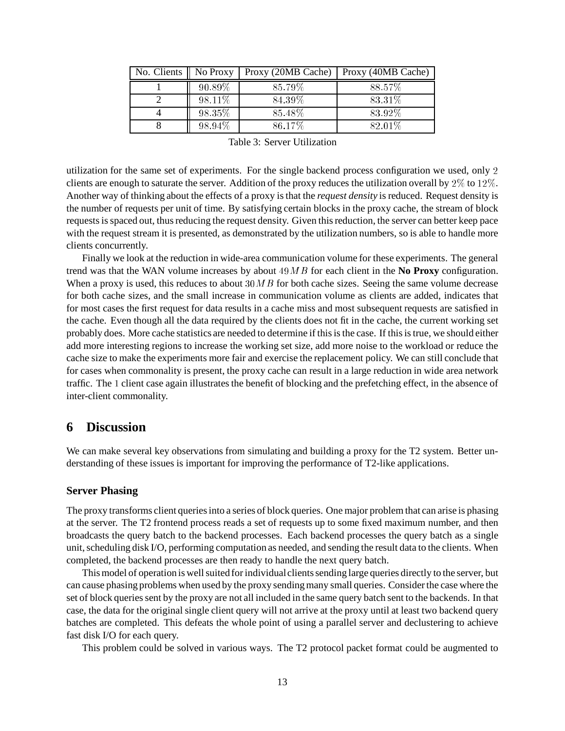| No. Clients | No Proxy | Proxy (20MB Cache) | Proxy (40MB Cache) |
|---|---|---|---|
| 1 | $90.89\%$ | $85.79\%$ | $88.57\%$ |
| 2 | $98.11\%$ | $84.39\%$ | $83.31\%$ |
| 4 | $98.35\%$ | $85.48\%$ | $83.92\%$ |
| 8 | $98.94\%$ | $86.17\%$ | $82.01\%$ |

Table 3: Server Utilization

utilization for the same set of experiments. For the single backend process configuration we used, only $2$ clients are enough to saturate the server. Addition of the proxy reduces the utilization overall by $2\%$ to $12\%$. Another way of thinking about the effects of a proxy is that the *request density* is reduced. Request density is the number of requests per unit of time. By satisfying certain blocks in the proxy cache, the stream of block requests is spaced out, thus reducing the request density. Given this reduction, the server can better keep pace with the request stream it is presented, as demonstrated by the utilization numbers, so is able to handle more clients concurrently.

Finally we look at the reduction in wide-area communication volume for these experiments. The general trend was that the WAN volume increases by about $49MB$ for each client in the **No Proxy** configuration. When a proxy is used, this reduces to about $30MB$ for both cache sizes. Seeing the same volume decrease for both cache sizes, and the small increase in communication volume as clients are added, indicates that for most cases the first request for data results in a cache miss and most subsequent requests are satisfied in the cache. Even though all the data required by the clients does not fit in the cache, the current working set probably does. More cache statistics are needed to determine if this is the case. If this is true, we should either add more interesting regions to increase the working set size, add more noise to the workload or reduce the cache size to make the experiments more fair and exercise the replacement policy. We can still conclude that for cases when commonality is present, the proxy cache can result in a large reduction in wide area network traffic. The $1$ client case again illustrates the benefit of blocking and the prefetching effect, in the absence of inter-client commonality.

# 6 Discussion

We can make several key observations from simulating and building a proxy for the T2 system. Better understanding of these issues is important for improving the performance of T2-like applications.

### Server Phasing

The proxy transforms client queries into a series of block queries. One major problem that can arise is phasing at the server. The T2 frontend process reads a set of requests up to some fixed maximum number, and then broadcasts the query batch to the backend processes. Each backend processes the query batch as a single unit, scheduling disk I/O, performing computation as needed, and sending the result data to the clients. When completed, the backend processes are then ready to handle the next query batch.

This model of operation is well suited for individual clients sending large queries directly to the server, but can cause phasing problems when used by the proxy sending many small queries. Consider the case where the set of block queries sent by the proxy are not all included in the same query batch sent to the backends. In that case, the data for the original single client query will not arrive at the proxy until at least two backend query batches are completed. This defeats the whole point of using a parallel server and declustering to achieve fast disk I/O for each query.

This problem could be solved in various ways. The T2 protocol packet format could be augmented to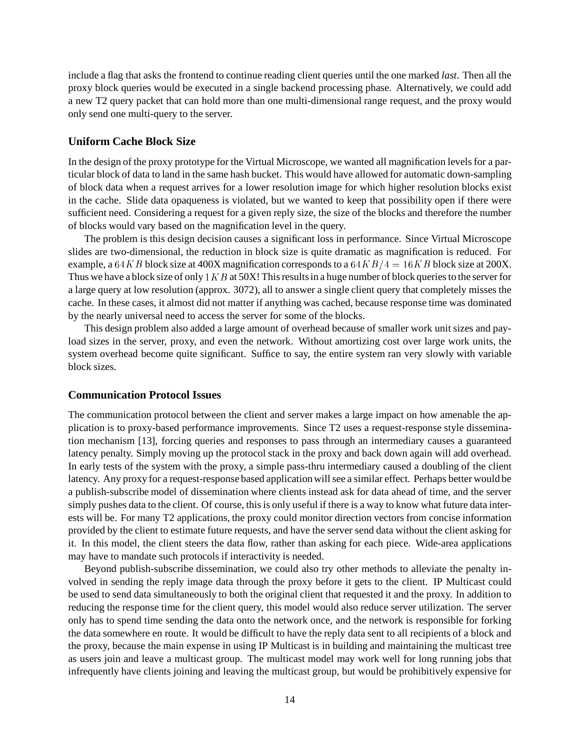include a flag that asks the frontend to continue reading client queries until the one marked *last*. Then all the proxy block queries would be executed in a single backend processing phase. Alternatively, we could add a new T2 query packet that can hold more than one multi-dimensional range request, and the proxy would only send one multi-query to the server.

### Uniform Cache Block Size

In the design of the proxy prototype for the Virtual Microscope, we wanted all magnification levels for a particular block of data to land in the same hash bucket. This would have allowed for automatic down-sampling of block data when a request arrives for a lower resolution image for which higher resolution blocks exist in the cache. Slide data opaqueness is violated, but we wanted to keep that possibility open if there were sufficient need. Considering a request for a given reply size, the size of the blocks and therefore the number of blocks would vary based on the magnification level in the query.

The problem is this design decision causes a significant loss in performance. Since Virtual Microscope slides are two-dimensional, the reduction in block size is quite dramatic as magnification is reduced. For example, a $64KB$ block size at 400X magnification corresponds to a $64KB/4 = 16KB$ block size at 200X. Thus we have a block size of only $1KB$ at 50X! This results in a huge number of block queries to the server for a large query at low resolution (approx. 3072), all to answer a single client query that completely misses the cache. In these cases, it almost did not matter if anything was cached, because response time was dominated by the nearly universal need to access the server for some of the blocks.

This design problem also added a large amount of overhead because of smaller work unit sizes and payload sizes in the server, proxy, and even the network. Without amortizing cost over large work units, the system overhead become quite significant. Suffice to say, the entire system ran very slowly with variable block sizes.

### Communication Protocol Issues

The communication protocol between the client and server makes a large impact on how amenable the application is to proxy-based performance improvements. Since T2 uses a request-response style dissemination mechanism [13], forcing queries and responses to pass through an intermediary causes a guaranteed latency penalty. Simply moving up the protocol stack in the proxy and back down again will add overhead. In early tests of the system with the proxy, a simple pass-thru intermediary caused a doubling of the client latency. Any proxy for a request-response based application will see a similar effect. Perhaps better would be a publish-subscribe model of dissemination where clients instead ask for data ahead of time, and the server simply pushes data to the client. Of course, this is only useful if there is a way to know what future data interests will be. For many T2 applications, the proxy could monitor direction vectors from concise information provided by the client to estimate future requests, and have the server send data without the client asking for it. In this model, the client steers the data flow, rather than asking for each piece. Wide-area applications may have to mandate such protocols if interactivity is needed.

Beyond publish-subscribe dissemination, we could also try other methods to alleviate the penalty involved in sending the reply image data through the proxy before it gets to the client. IP Multicast could be used to send data simultaneously to both the original client that requested it and the proxy. In addition to reducing the response time for the client query, this model would also reduce server utilization. The server only has to spend time sending the data onto the network once, and the network is responsible for forking the data somewhere en route. It would be difficult to have the reply data sent to all recipients of a block and the proxy, because the main expense in using IP Multicast is in building and maintaining the multicast tree as users join and leave a multicast group. The multicast model may work well for long running jobs that infrequently have clients joining and leaving the multicast group, but would be prohibitively expensive for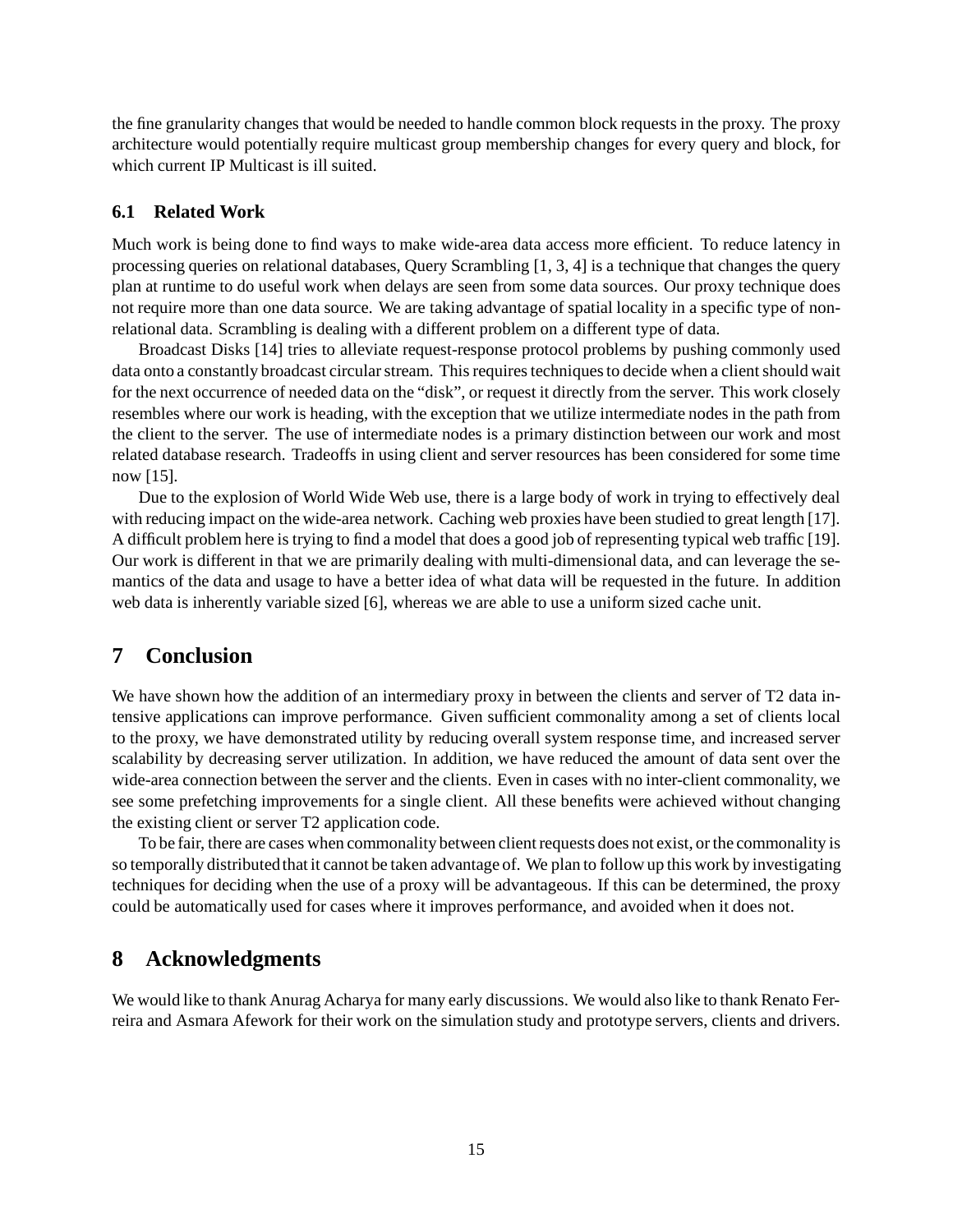the fine granularity changes that would be needed to handle common block requests in the proxy. The proxy architecture would potentially require multicast group membership changes for every query and block, for which current IP Multicast is ill suited.

### 6.1 Related Work

Much work is being done to find ways to make wide-area data access more efficient. To reduce latency in processing queries on relational databases, Query Scrambling [1, 3, 4] is a technique that changes the query plan at runtime to do useful work when delays are seen from some data sources. Our proxy technique does not require more than one data source. We are taking advantage of spatial locality in a specific type of non-relational data. Scrambling is dealing with a different problem on a different type of data.

Broadcast Disks [14] tries to alleviate request-response protocol problems by pushing commonly used data onto a constantly broadcast circular stream. This requires techniques to decide when a client should wait for the next occurrence of needed data on the "disk", or request it directly from the server. This work closely resembles where our work is heading, with the exception that we utilize intermediate nodes in the path from the client to the server. The use of intermediate nodes is a primary distinction between our work and most related database research. Tradeoffs in using client and server resources has been considered for some time now [15].

Due to the explosion of World Wide Web use, there is a large body of work in trying to effectively deal with reducing impact on the wide-area network. Caching web proxies have been studied to great length [17]. A difficult problem here is trying to find a model that does a good job of representing typical web traffic [19]. Our work is different in that we are primarily dealing with multi-dimensional data, and can leverage the semantics of the data and usage to have a better idea of what data will be requested in the future. In addition web data is inherently variable sized [6], whereas we are able to use a uniform sized cache unit.

## 7 Conclusion

We have shown how the addition of an intermediary proxy in between the clients and server of T2 data intensive applications can improve performance. Given sufficient commonality among a set of clients local to the proxy, we have demonstrated utility by reducing overall system response time, and increased server scalability by decreasing server utilization. In addition, we have reduced the amount of data sent over the wide-area connection between the server and the clients. Even in cases with no inter-client commonality, we see some prefetching improvements for a single client. All these benefits were achieved without changing the existing client or server T2 application code.

To be fair, there are cases when commonality between client requests does not exist, or the commonality is so temporally distributed that it cannot be taken advantage of. We plan to follow up this work by investigating techniques for deciding when the use of a proxy will be advantageous. If this can be determined, the proxy could be automatically used for cases where it improves performance, and avoided when it does not.

## 8 Acknowledgments

We would like to thank Anurag Acharya for many early discussions. We would also like to thank Renato Ferreira and Asmara Afework for their work on the simulation study and prototype servers, clients and drivers.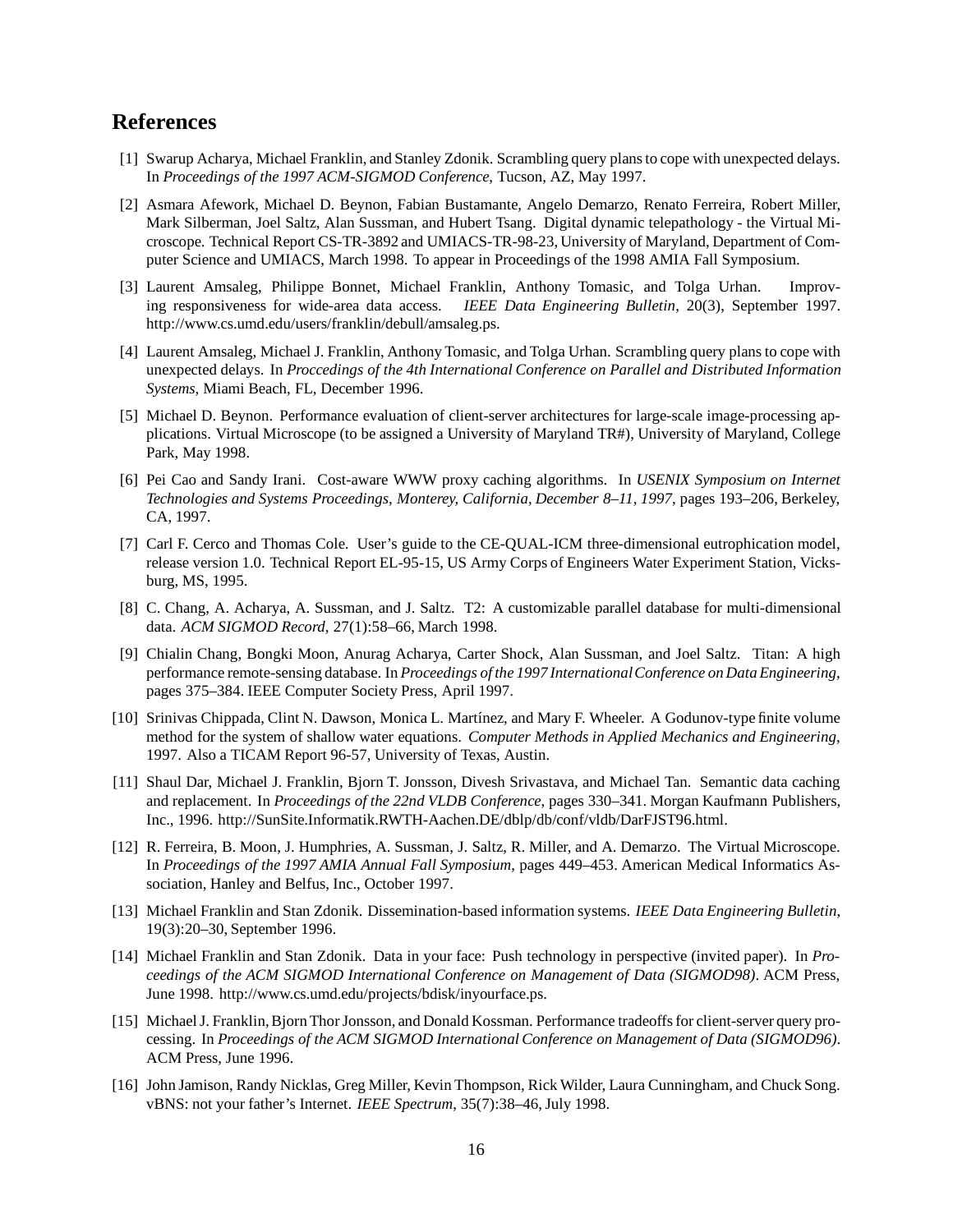# References

[1] Swarup Acharya, Michael Franklin, and Stanley Zdonik. Scrambling query plans to cope with unexpected delays. In *Proceedings of the 1997 ACM-SIGMOD Conference*, Tucson, AZ, May 1997.

[2] Asmara Afework, Michael D. Beynon, Fabian Bustamante, Angelo Demarzo, Renato Ferreira, Robert Miller, Mark Silberman, Joel Saltz, Alan Sussman, and Hubert Tsang. Digital dynamic telepathology - the Virtual Microscope. Technical Report CS-TR-3892 and UMIACS-TR-98-23, University of Maryland, Department of Computer Science and UMIACS, March 1998. To appear in Proceedings of the 1998 AMIA Fall Symposium.

[3] Laurent Amsaleg, Philippe Bonnet, Michael Franklin, Anthony Tomasic, and Tolga Urhan. Improving responsiveness for wide-area data access. *IEEE Data Engineering Bulletin*, 20(3), September 1997. http://www.cs.umd.edu/users/franklin/debull/amsaleg.ps.

[4] Laurent Amsaleg, Michael J. Franklin, Anthony Tomasic, and Tolga Urhan. Scrambling query plans to cope with unexpected delays. In *Proccedings of the 4th International Conference on Parallel and Distributed Information Systems*, Miami Beach, FL, December 1996.

[5] Michael D. Beynon. Performance evaluation of client-server architectures for large-scale image-processing applications. Virtual Microscope (to be assigned a University of Maryland TR#), University of Maryland, College Park, May 1998.

[6] Pei Cao and Sandy Irani. Cost-aware WWW proxy caching algorithms. In *USENIX Symposium on Internet Technologies and Systems Proceedings, Monterey, California, December 8–11, 1997*, pages 193–206, Berkeley, CA, 1997.

[7] Carl F. Cerco and Thomas Cole. User's guide to the CE-QUAL-ICM three-dimensional eutrophication model, release version 1.0. Technical Report EL-95-15, US Army Corps of Engineers Water Experiment Station, Vicksburg, MS, 1995.

[8] C. Chang, A. Acharya, A. Sussman, and J. Saltz. T2: A customizable parallel database for multi-dimensional data. *ACM SIGMOD Record*, 27(1):58–66, March 1998.

[9] Chialin Chang, Bongki Moon, Anurag Acharya, Carter Shock, Alan Sussman, and Joel Saltz. Titan: A high performance remote-sensing database. In *Proceedings of the 1997 International Conference on Data Engineering*, pages 375–384. IEEE Computer Society Press, April 1997.

[10] Srinivas Chippada, Clint N. Dawson, Monica L. Martínez, and Mary F. Wheeler. A Godunov-type finite volume method for the system of shallow water equations. *Computer Methods in Applied Mechanics and Engineering*, 1997. Also a TICAM Report 96-57, University of Texas, Austin.

[11] Shaul Dar, Michael J. Franklin, Bjorn T. Jonsson, Divesh Srivastava, and Michael Tan. Semantic data caching and replacement. In *Proceedings of the 22nd VLDB Conference*, pages 330–341. Morgan Kaufmann Publishers, Inc., 1996. http://SunSite.Informatik.RWTH-Aachen.DE/dblp/db/conf/vldb/DarFJST96.html.

[12] R. Ferreira, B. Moon, J. Humphries, A. Sussman, J. Saltz, R. Miller, and A. Demarzo. The Virtual Microscope. In *Proceedings of the 1997 AMIA Annual Fall Symposium*, pages 449–453. American Medical Informatics Association, Hanley and Belfus, Inc., October 1997.

[13] Michael Franklin and Stan Zdonik. Dissemination-based information systems. *IEEE Data Engineering Bulletin*, 19(3):20–30, September 1996.

[14] Michael Franklin and Stan Zdonik. Data in your face: Push technology in perspective (invited paper). In *Proceedings of the ACM SIGMOD International Conference on Management of Data (SIGMOD98)*. ACM Press, June 1998. http://www.cs.umd.edu/projects/bdisk/inyourface.ps.

[15] Michael J. Franklin, Bjorn Thor Jonsson, and Donald Kossman. Performance tradeoffs for client-server query processing. In *Proceedings of the ACM SIGMOD International Conference on Management of Data (SIGMOD96)*. ACM Press, June 1996.

[16] John Jamison, Randy Nicklas, Greg Miller, Kevin Thompson, Rick Wilder, Laura Cunningham, and Chuck Song. vBNS: not your father's Internet. *IEEE Spectrum*, 35(7):38–46, July 1998.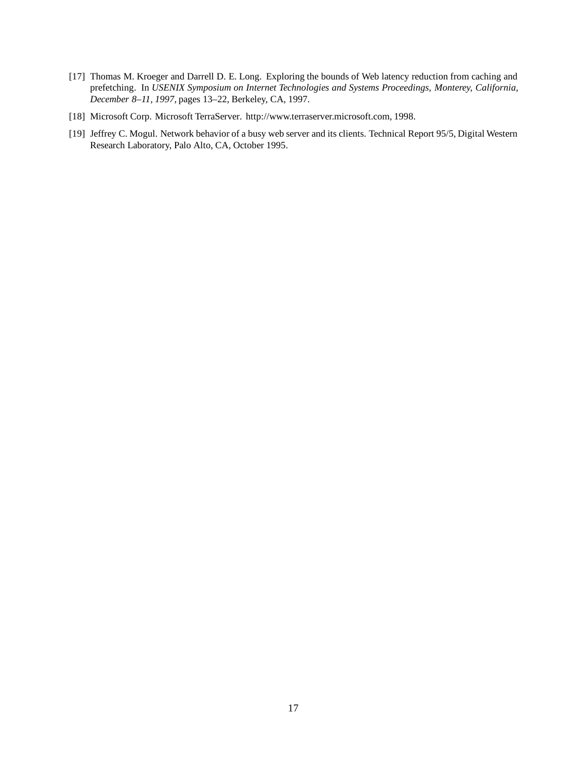[17] Thomas M. Kroeger and Darrell D. E. Long. Exploring the bounds of Web latency reduction from caching and prefetching. In *USENIX Symposium on Internet Technologies and Systems Proceedings, Monterey, California, December 8–11, 1997*, pages 13–22, Berkeley, CA, 1997.

[18] Microsoft Corp. Microsoft TerraServer. http://www.terraserver.microsoft.com, 1998.

[19] Jeffrey C. Mogul. Network behavior of a busy web server and its clients. Technical Report 95/5, Digital Western Research Laboratory, Palo Alto, CA, October 1995.